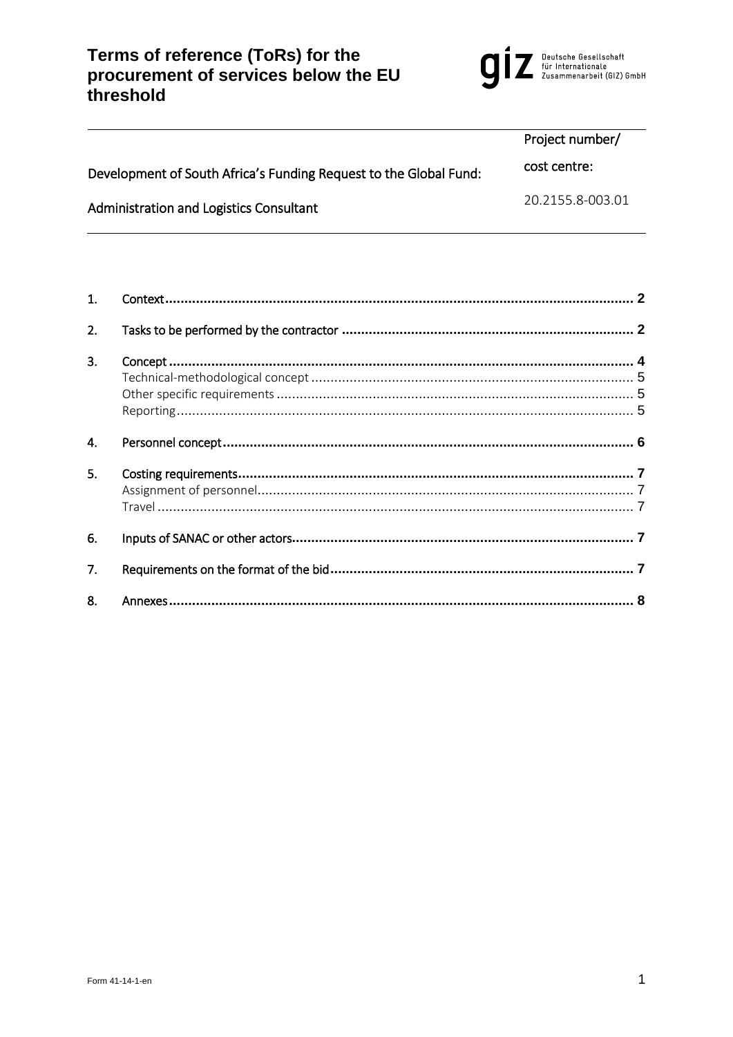# Terms of reference (ToRs) for the procurement of services below the EU threshold

Deutsche Gesellschaft für Internationale Zusammenarbeit (GIZ) GmbH

| Development of South Africa's Funding Request to the Global Fund: Administration and Logistics Consultant | Project number/ cost centre: 20.2155.8-003.01 |
| --- | --- |

1. Context ........ 2
2. Tasks to be performed by the contractor ........ 2
3. Concept ........ 4
   - Technical-methodological concept ........ 5
   - Other specific requirements ........ 5
   - Reporting ........ 5
4. Personnel concept ........ 6
5. Costing requirements ........ 7
   - Assignment of personnel ........ 7
   - Travel ........ 7
6. Inputs of SANAC or other actors ........ 7
7. Requirements on the format of the bid ........ 7
8. Annexes ........ 8

Form 41-14-1-en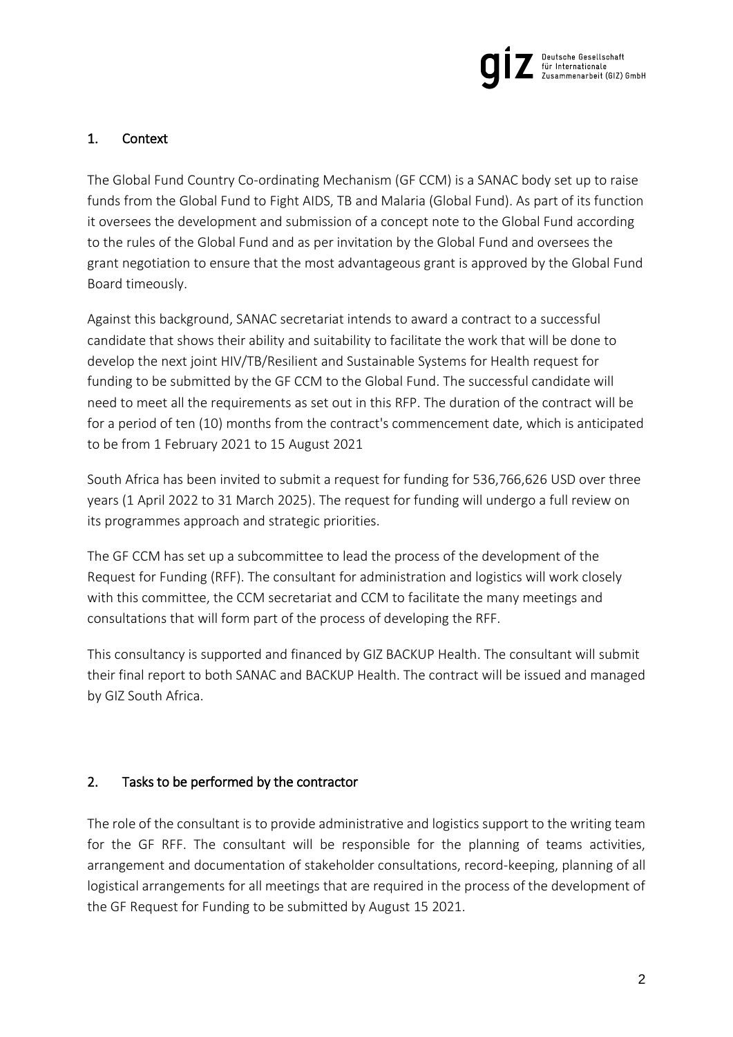## 1. Context

The Global Fund Country Co-ordinating Mechanism (GF CCM) is a SANAC body set up to raise funds from the Global Fund to Fight AIDS, TB and Malaria (Global Fund). As part of its function it oversees the development and submission of a concept note to the Global Fund according to the rules of the Global Fund and as per invitation by the Global Fund and oversees the grant negotiation to ensure that the most advantageous grant is approved by the Global Fund Board timeously.

Against this background, SANAC secretariat intends to award a contract to a successful candidate that shows their ability and suitability to facilitate the work that will be done to develop the next joint HIV/TB/Resilient and Sustainable Systems for Health request for funding to be submitted by the GF CCM to the Global Fund. The successful candidate will need to meet all the requirements as set out in this RFP. The duration of the contract will be for a period of ten (10) months from the contract's commencement date, which is anticipated to be from 1 February 2021 to 15 August 2021

South Africa has been invited to submit a request for funding for 536,766,626 USD over three years (1 April 2022 to 31 March 2025). The request for funding will undergo a full review on its programmes approach and strategic priorities.

The GF CCM has set up a subcommittee to lead the process of the development of the Request for Funding (RFF). The consultant for administration and logistics will work closely with this committee, the CCM secretariat and CCM to facilitate the many meetings and consultations that will form part of the process of developing the RFF.

This consultancy is supported and financed by GIZ BACKUP Health. The consultant will submit their final report to both SANAC and BACKUP Health. The contract will be issued and managed by GIZ South Africa.

## 2. Tasks to be performed by the contractor

The role of the consultant is to provide administrative and logistics support to the writing team for the GF RFF. The consultant will be responsible for the planning of teams activities, arrangement and documentation of stakeholder consultations, record-keeping, planning of all logistical arrangements for all meetings that are required in the process of the development of the GF Request for Funding to be submitted by August 15 2021.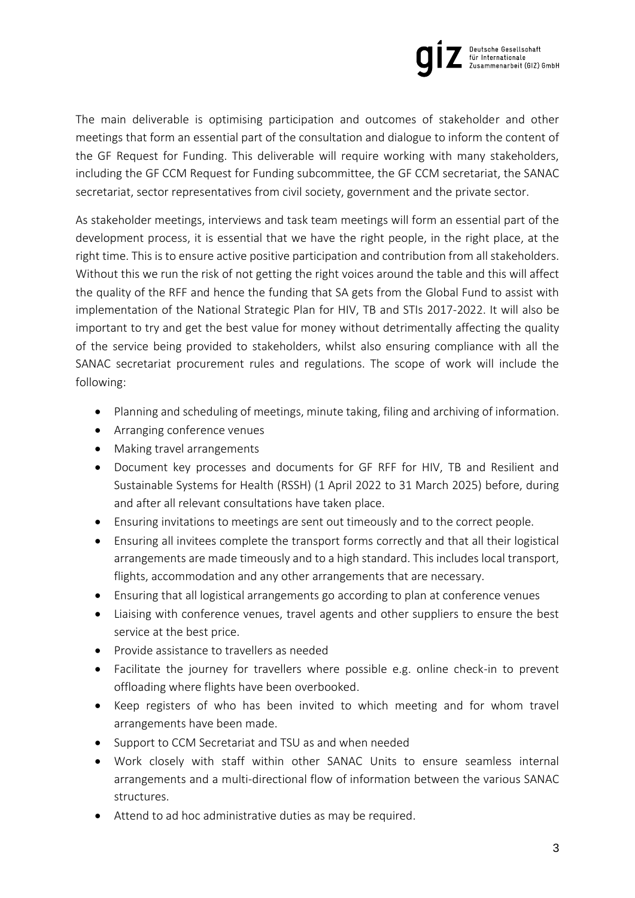The main deliverable is optimising participation and outcomes of stakeholder and other meetings that form an essential part of the consultation and dialogue to inform the content of the GF Request for Funding. This deliverable will require working with many stakeholders, including the GF CCM Request for Funding subcommittee, the GF CCM secretariat, the SANAC secretariat, sector representatives from civil society, government and the private sector.

As stakeholder meetings, interviews and task team meetings will form an essential part of the development process, it is essential that we have the right people, in the right place, at the right time. This is to ensure active positive participation and contribution from all stakeholders. Without this we run the risk of not getting the right voices around the table and this will affect the quality of the RFF and hence the funding that SA gets from the Global Fund to assist with implementation of the National Strategic Plan for HIV, TB and STIs 2017-2022. It will also be important to try and get the best value for money without detrimentally affecting the quality of the service being provided to stakeholders, whilst also ensuring compliance with all the SANAC secretariat procurement rules and regulations. The scope of work will include the following:

- Planning and scheduling of meetings, minute taking, filing and archiving of information.
- Arranging conference venues
- Making travel arrangements
- Document key processes and documents for GF RFF for HIV, TB and Resilient and Sustainable Systems for Health (RSSH) (1 April 2022 to 31 March 2025) before, during and after all relevant consultations have taken place.
- Ensuring invitations to meetings are sent out timeously and to the correct people.
- Ensuring all invitees complete the transport forms correctly and that all their logistical arrangements are made timeously and to a high standard. This includes local transport, flights, accommodation and any other arrangements that are necessary.
- Ensuring that all logistical arrangements go according to plan at conference venues
- Liaising with conference venues, travel agents and other suppliers to ensure the best service at the best price.
- Provide assistance to travellers as needed
- Facilitate the journey for travellers where possible e.g. online check-in to prevent offloading where flights have been overbooked.
- Keep registers of who has been invited to which meeting and for whom travel arrangements have been made.
- Support to CCM Secretariat and TSU as and when needed
- Work closely with staff within other SANAC Units to ensure seamless internal arrangements and a multi-directional flow of information between the various SANAC structures.
- Attend to ad hoc administrative duties as may be required.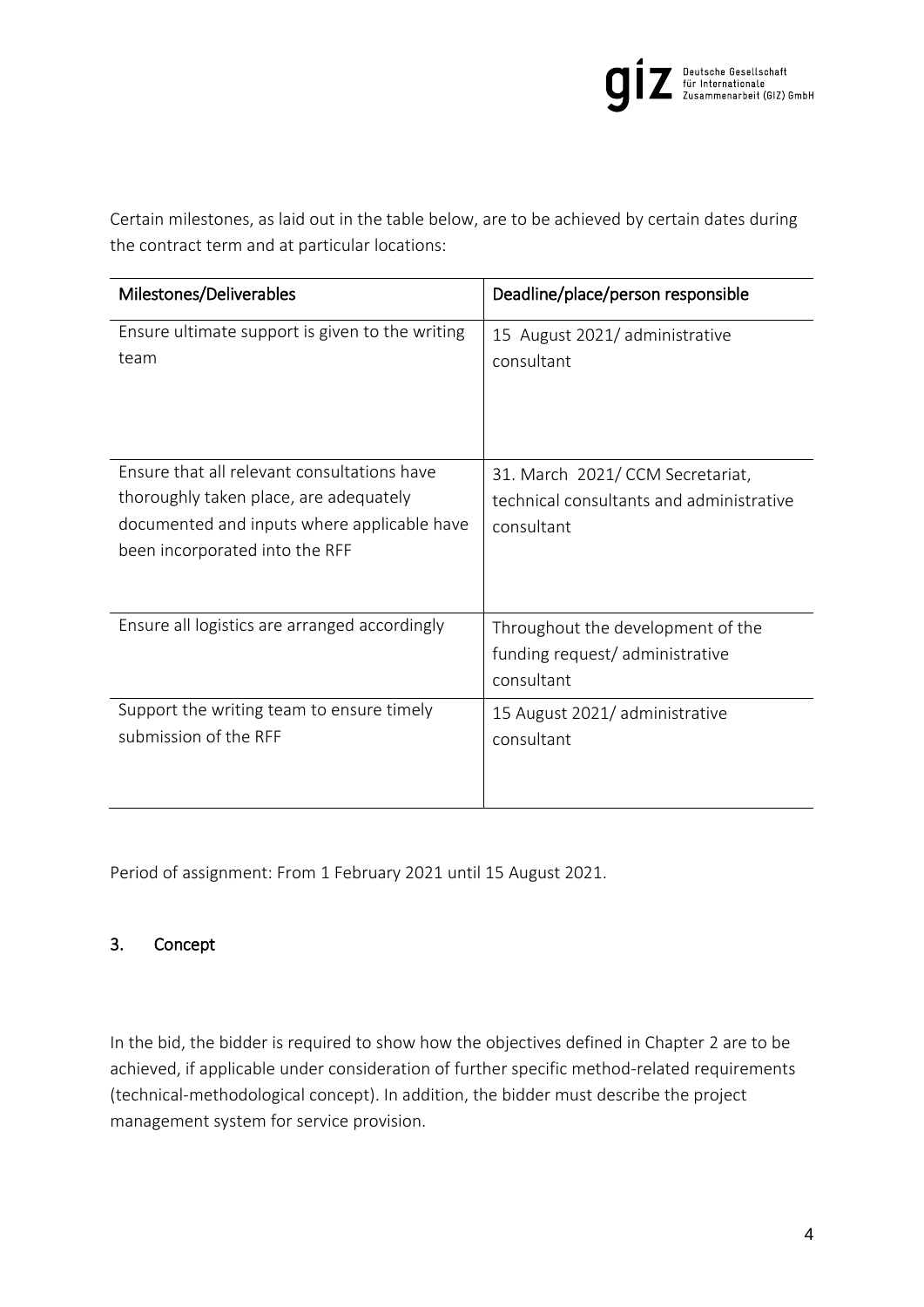Certain milestones, as laid out in the table below, are to be achieved by certain dates during the contract term and at particular locations:

| Milestones/Deliverables | Deadline/place/person responsible |
|---|---|
| Ensure ultimate support is given to the writing team | 15 August 2021/ administrative consultant |
| Ensure that all relevant consultations have thoroughly taken place, are adequately documented and inputs where applicable have been incorporated into the RFF | 31. March 2021/ CCM Secretariat, technical consultants and administrative consultant |
| Ensure all logistics are arranged accordingly | Throughout the development of the funding request/ administrative consultant |
| Support the writing team to ensure timely submission of the RFF | 15 August 2021/ administrative consultant |

Period of assignment: From 1 February 2021 until 15 August 2021.

## 3. Concept

In the bid, the bidder is required to show how the objectives defined in Chapter 2 are to be achieved, if applicable under consideration of further specific method-related requirements (technical-methodological concept). In addition, the bidder must describe the project management system for service provision.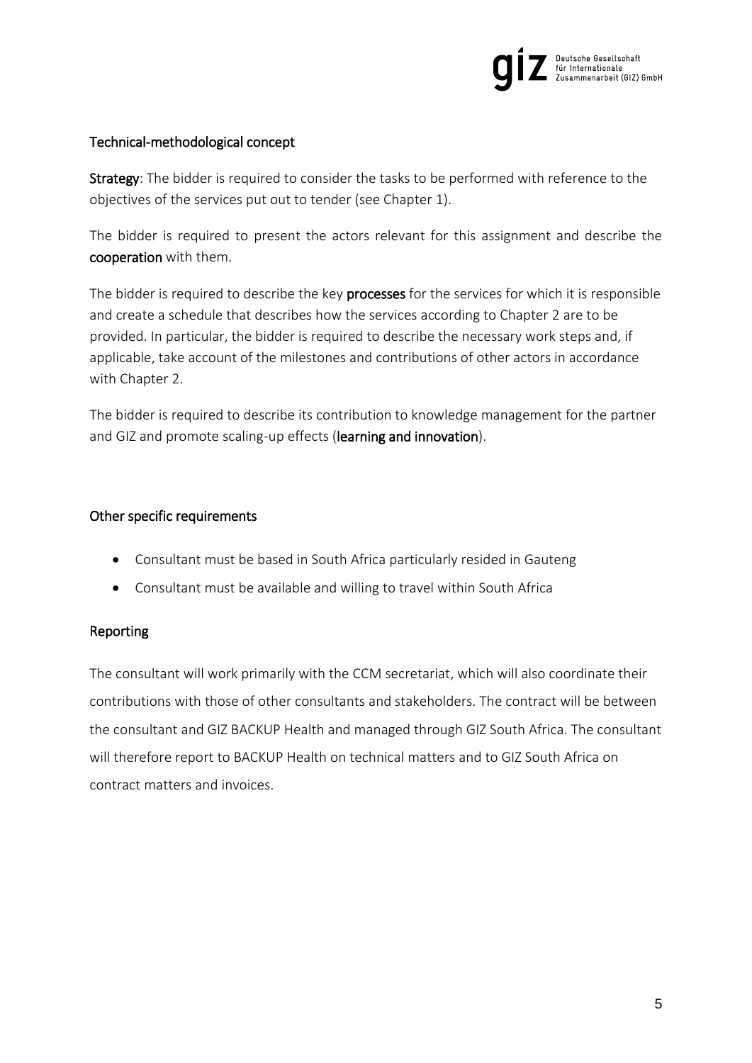## Technical-methodological concept

**Strategy**: The bidder is required to consider the tasks to be performed with reference to the objectives of the services put out to tender (see Chapter 1).

The bidder is required to present the actors relevant for this assignment and describe the **cooperation** with them.

The bidder is required to describe the key **processes** for the services for which it is responsible and create a schedule that describes how the services according to Chapter 2 are to be provided. In particular, the bidder is required to describe the necessary work steps and, if applicable, take account of the milestones and contributions of other actors in accordance with Chapter 2.

The bidder is required to describe its contribution to knowledge management for the partner and GIZ and promote scaling-up effects (**learning and innovation**).

## Other specific requirements

- Consultant must be based in South Africa particularly resided in Gauteng
- Consultant must be available and willing to travel within South Africa

## Reporting

The consultant will work primarily with the CCM secretariat, which will also coordinate their contributions with those of other consultants and stakeholders. The contract will be between the consultant and GIZ BACKUP Health and managed through GIZ South Africa. The consultant will therefore report to BACKUP Health on technical matters and to GIZ South Africa on contract matters and invoices.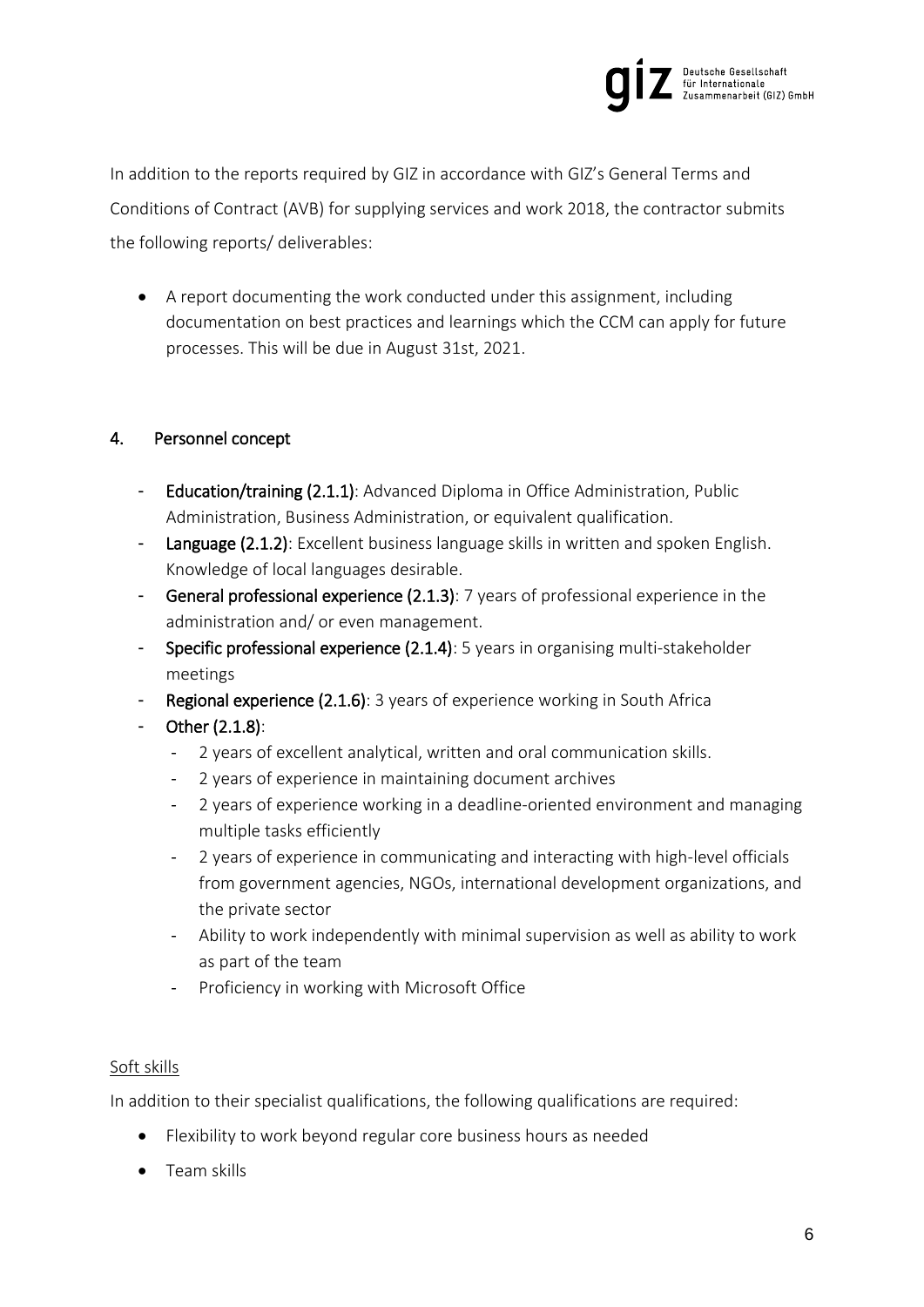In addition to the reports required by GIZ in accordance with GIZ's General Terms and Conditions of Contract (AVB) for supplying services and work 2018, the contractor submits the following reports/ deliverables:

- A report documenting the work conducted under this assignment, including documentation on best practices and learnings which the CCM can apply for future processes. This will be due in August 31st, 2021.

## 4. Personnel concept

- **Education/training (2.1.1)**: Advanced Diploma in Office Administration, Public Administration, Business Administration, or equivalent qualification.
- **Language (2.1.2)**: Excellent business language skills in written and spoken English. Knowledge of local languages desirable.
- **General professional experience (2.1.3)**: 7 years of professional experience in the administration and/ or even management.
- **Specific professional experience (2.1.4)**: 5 years in organising multi-stakeholder meetings
- **Regional experience (2.1.6)**: 3 years of experience working in South Africa
- **Other (2.1.8)**:
  - 2 years of excellent analytical, written and oral communication skills.
  - 2 years of experience in maintaining document archives
  - 2 years of experience working in a deadline-oriented environment and managing multiple tasks efficiently
  - 2 years of experience in communicating and interacting with high-level officials from government agencies, NGOs, international development organizations, and the private sector
  - Ability to work independently with minimal supervision as well as ability to work as part of the team
  - Proficiency in working with Microsoft Office

Soft skills

In addition to their specialist qualifications, the following qualifications are required:

- Flexibility to work beyond regular core business hours as needed
- Team skills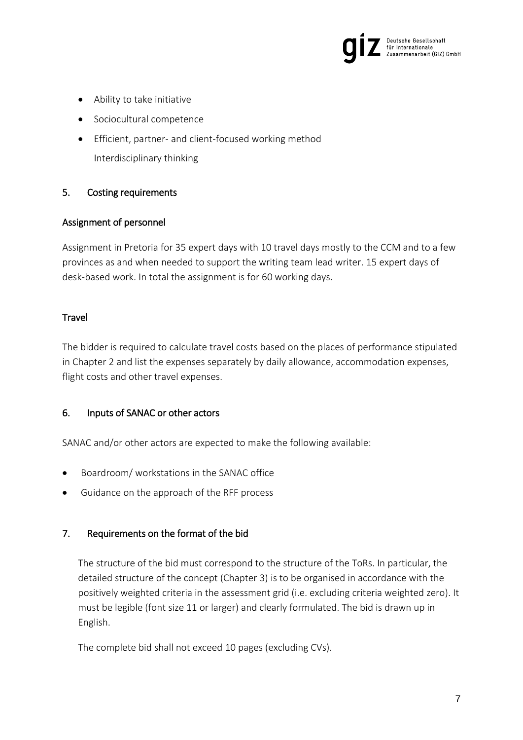- Ability to take initiative
- Sociocultural competence
- Efficient, partner- and client-focused working method
  Interdisciplinary thinking

## 5. Costing requirements

### Assignment of personnel

Assignment in Pretoria for 35 expert days with 10 travel days mostly to the CCM and to a few provinces as and when needed to support the writing team lead writer. 15 expert days of desk-based work. In total the assignment is for 60 working days.

### Travel

The bidder is required to calculate travel costs based on the places of performance stipulated in Chapter 2 and list the expenses separately by daily allowance, accommodation expenses, flight costs and other travel expenses.

## 6. Inputs of SANAC or other actors

SANAC and/or other actors are expected to make the following available:

- Boardroom/ workstations in the SANAC office
- Guidance on the approach of the RFF process

## 7. Requirements on the format of the bid

The structure of the bid must correspond to the structure of the ToRs. In particular, the detailed structure of the concept (Chapter 3) is to be organised in accordance with the positively weighted criteria in the assessment grid (i.e. excluding criteria weighted zero). It must be legible (font size 11 or larger) and clearly formulated. The bid is drawn up in English.

The complete bid shall not exceed 10 pages (excluding CVs).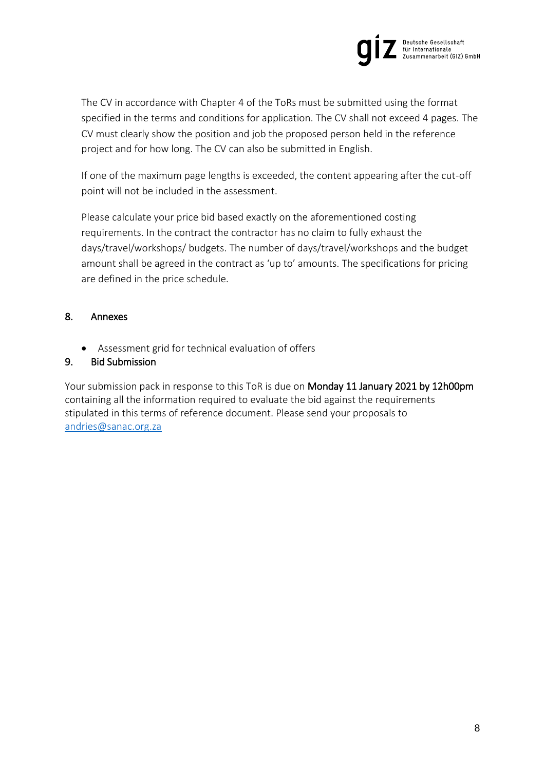The CV in accordance with Chapter 4 of the ToRs must be submitted using the format specified in the terms and conditions for application. The CV shall not exceed 4 pages. The CV must clearly show the position and job the proposed person held in the reference project and for how long. The CV can also be submitted in English.

If one of the maximum page lengths is exceeded, the content appearing after the cut-off point will not be included in the assessment.

Please calculate your price bid based exactly on the aforementioned costing requirements. In the contract the contractor has no claim to fully exhaust the days/travel/workshops/ budgets. The number of days/travel/workshops and the budget amount shall be agreed in the contract as 'up to' amounts. The specifications for pricing are defined in the price schedule.

## 8. Annexes

- Assessment grid for technical evaluation of offers

## 9. Bid Submission

Your submission pack in response to this ToR is due on **Monday 11 January 2021 by 12h00pm** containing all the information required to evaluate the bid against the requirements stipulated in this terms of reference document. Please send your proposals to andries@sanac.org.za